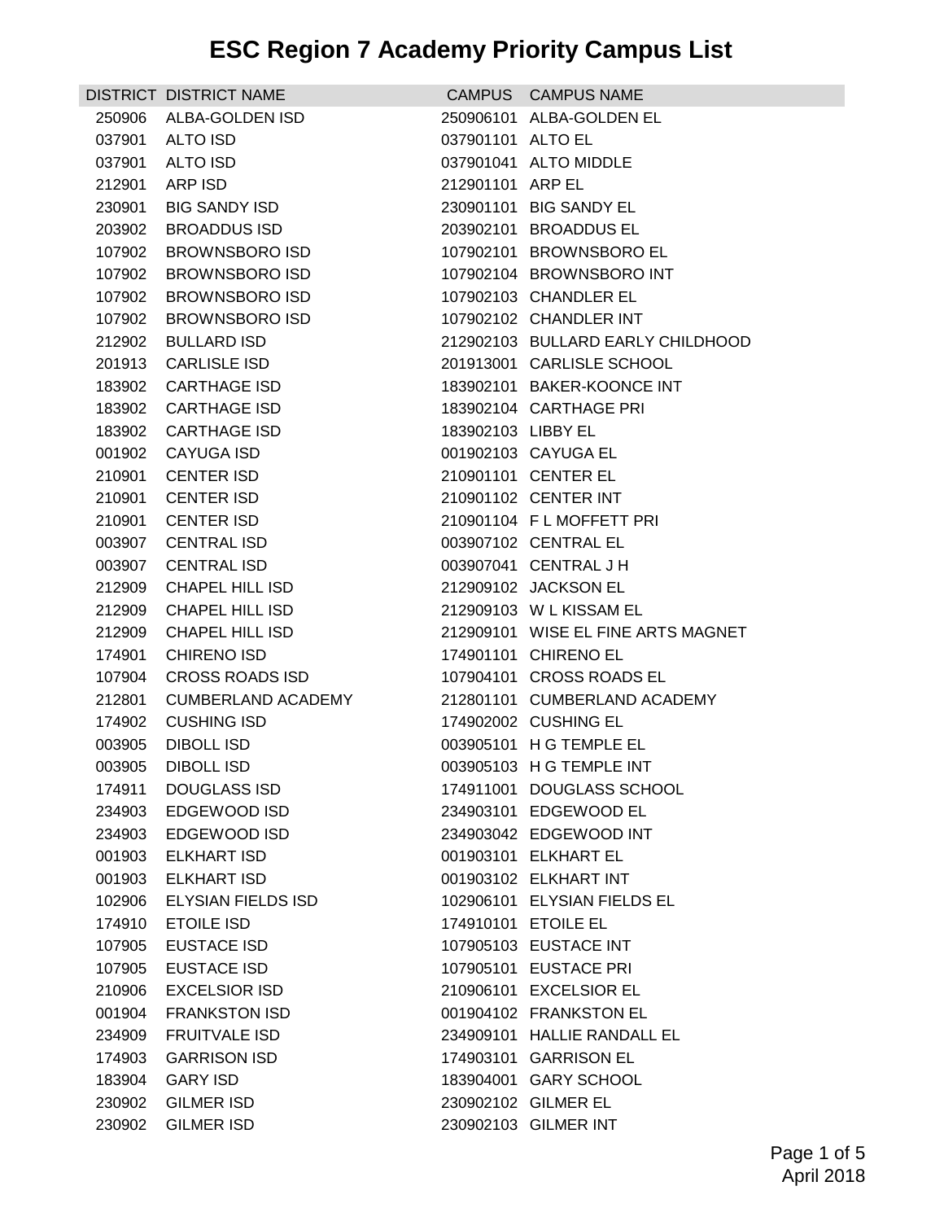# ESC Region 7 Academy Priority Campus List

| DISTRICT | DISTRICT NAME | CAMPUS | CAMPUS NAME |
|---|---|---|---|
| 250906 | ALBA-GOLDEN ISD | 250906101 | ALBA-GOLDEN EL |
| 037901 | ALTO ISD | 037901101 | ALTO EL |
| 037901 | ALTO ISD | 037901041 | ALTO MIDDLE |
| 212901 | ARP ISD | 212901101 | ARP EL |
| 230901 | BIG SANDY ISD | 230901101 | BIG SANDY EL |
| 203902 | BROADDUS ISD | 203902101 | BROADDUS EL |
| 107902 | BROWNSBORO ISD | 107902101 | BROWNSBORO EL |
| 107902 | BROWNSBORO ISD | 107902104 | BROWNSBORO INT |
| 107902 | BROWNSBORO ISD | 107902103 | CHANDLER EL |
| 107902 | BROWNSBORO ISD | 107902102 | CHANDLER INT |
| 212902 | BULLARD ISD | 212902103 | BULLARD EARLY CHILDHOOD |
| 201913 | CARLISLE ISD | 201913001 | CARLISLE SCHOOL |
| 183902 | CARTHAGE ISD | 183902101 | BAKER-KOONCE INT |
| 183902 | CARTHAGE ISD | 183902104 | CARTHAGE PRI |
| 183902 | CARTHAGE ISD | 183902103 | LIBBY EL |
| 001902 | CAYUGA ISD | 001902103 | CAYUGA EL |
| 210901 | CENTER ISD | 210901101 | CENTER EL |
| 210901 | CENTER ISD | 210901102 | CENTER INT |
| 210901 | CENTER ISD | 210901104 | F L MOFFETT PRI |
| 003907 | CENTRAL ISD | 003907102 | CENTRAL EL |
| 003907 | CENTRAL ISD | 003907041 | CENTRAL J H |
| 212909 | CHAPEL HILL ISD | 212909102 | JACKSON EL |
| 212909 | CHAPEL HILL ISD | 212909103 | W L KISSAM EL |
| 212909 | CHAPEL HILL ISD | 212909101 | WISE EL FINE ARTS MAGNET |
| 174901 | CHIRENO ISD | 174901101 | CHIRENO EL |
| 107904 | CROSS ROADS ISD | 107904101 | CROSS ROADS EL |
| 212801 | CUMBERLAND ACADEMY | 212801101 | CUMBERLAND ACADEMY |
| 174902 | CUSHING ISD | 174902002 | CUSHING EL |
| 003905 | DIBOLL ISD | 003905101 | H G TEMPLE EL |
| 003905 | DIBOLL ISD | 003905103 | H G TEMPLE INT |
| 174911 | DOUGLASS ISD | 174911001 | DOUGLASS SCHOOL |
| 234903 | EDGEWOOD ISD | 234903101 | EDGEWOOD EL |
| 234903 | EDGEWOOD ISD | 234903042 | EDGEWOOD INT |
| 001903 | ELKHART ISD | 001903101 | ELKHART EL |
| 001903 | ELKHART ISD | 001903102 | ELKHART INT |
| 102906 | ELYSIAN FIELDS ISD | 102906101 | ELYSIAN FIELDS EL |
| 174910 | ETOILE ISD | 174910101 | ETOILE EL |
| 107905 | EUSTACE ISD | 107905103 | EUSTACE INT |
| 107905 | EUSTACE ISD | 107905101 | EUSTACE PRI |
| 210906 | EXCELSIOR ISD | 210906101 | EXCELSIOR EL |
| 001904 | FRANKSTON ISD | 001904102 | FRANKSTON EL |
| 234909 | FRUITVALE ISD | 234909101 | HALLIE RANDALL EL |
| 174903 | GARRISON ISD | 174903101 | GARRISON EL |
| 183904 | GARY ISD | 183904001 | GARY SCHOOL |
| 230902 | GILMER ISD | 230902102 | GILMER EL |
| 230902 | GILMER ISD | 230902103 | GILMER INT |

April 2018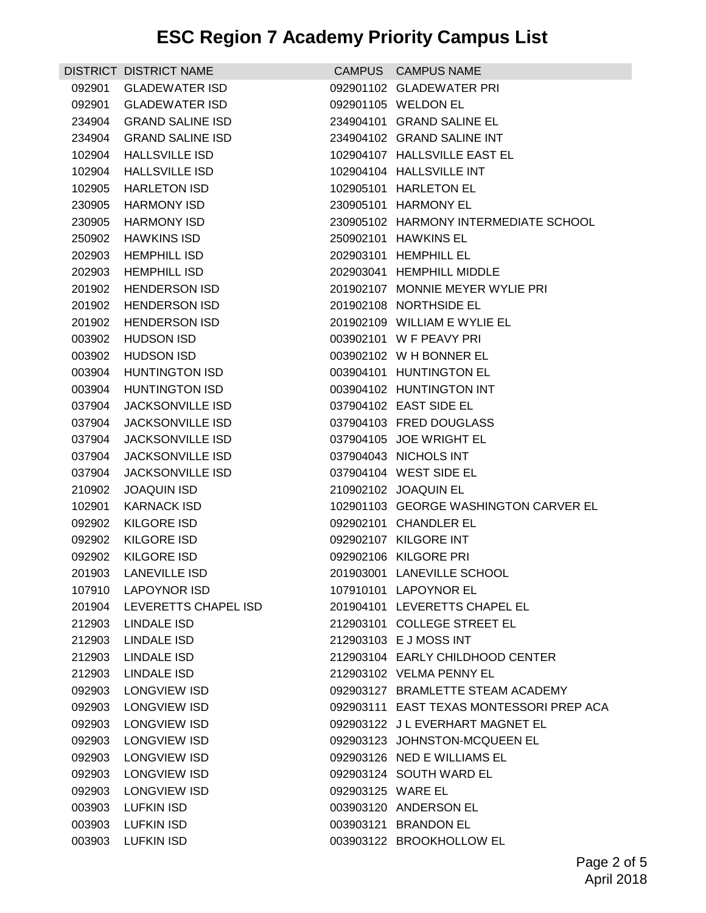# ESC Region 7 Academy Priority Campus List

| DISTRICT | DISTRICT NAME | CAMPUS | CAMPUS NAME |
|---|---|---|---|
| 092901 | GLADEWATER ISD | 092901102 | GLADEWATER PRI |
| 092901 | GLADEWATER ISD | 092901105 | WELDON EL |
| 234904 | GRAND SALINE ISD | 234904101 | GRAND SALINE EL |
| 234904 | GRAND SALINE ISD | 234904102 | GRAND SALINE INT |
| 102904 | HALLSVILLE ISD | 102904107 | HALLSVILLE EAST EL |
| 102904 | HALLSVILLE ISD | 102904104 | HALLSVILLE INT |
| 102905 | HARLETON ISD | 102905101 | HARLETON EL |
| 230905 | HARMONY ISD | 230905101 | HARMONY EL |
| 230905 | HARMONY ISD | 230905102 | HARMONY INTERMEDIATE SCHOOL |
| 250902 | HAWKINS ISD | 250902101 | HAWKINS EL |
| 202903 | HEMPHILL ISD | 202903101 | HEMPHILL EL |
| 202903 | HEMPHILL ISD | 202903041 | HEMPHILL MIDDLE |
| 201902 | HENDERSON ISD | 201902107 | MONNIE MEYER WYLIE PRI |
| 201902 | HENDERSON ISD | 201902108 | NORTHSIDE EL |
| 201902 | HENDERSON ISD | 201902109 | WILLIAM E WYLIE EL |
| 003902 | HUDSON ISD | 003902101 | W F PEAVY PRI |
| 003902 | HUDSON ISD | 003902102 | W H BONNER EL |
| 003904 | HUNTINGTON ISD | 003904101 | HUNTINGTON EL |
| 003904 | HUNTINGTON ISD | 003904102 | HUNTINGTON INT |
| 037904 | JACKSONVILLE ISD | 037904102 | EAST SIDE EL |
| 037904 | JACKSONVILLE ISD | 037904103 | FRED DOUGLASS |
| 037904 | JACKSONVILLE ISD | 037904105 | JOE WRIGHT EL |
| 037904 | JACKSONVILLE ISD | 037904043 | NICHOLS INT |
| 037904 | JACKSONVILLE ISD | 037904104 | WEST SIDE EL |
| 210902 | JOAQUIN ISD | 210902102 | JOAQUIN EL |
| 102901 | KARNACK ISD | 102901103 | GEORGE WASHINGTON CARVER EL |
| 092902 | KILGORE ISD | 092902101 | CHANDLER EL |
| 092902 | KILGORE ISD | 092902107 | KILGORE INT |
| 092902 | KILGORE ISD | 092902106 | KILGORE PRI |
| 201903 | LANEVILLE ISD | 201903001 | LANEVILLE SCHOOL |
| 107910 | LAPOYNOR ISD | 107910101 | LAPOYNOR EL |
| 201904 | LEVERETTS CHAPEL ISD | 201904101 | LEVERETTS CHAPEL EL |
| 212903 | LINDALE ISD | 212903101 | COLLEGE STREET EL |
| 212903 | LINDALE ISD | 212903103 | E J MOSS INT |
| 212903 | LINDALE ISD | 212903104 | EARLY CHILDHOOD CENTER |
| 212903 | LINDALE ISD | 212903102 | VELMA PENNY EL |
| 092903 | LONGVIEW ISD | 092903127 | BRAMLETTE STEAM ACADEMY |
| 092903 | LONGVIEW ISD | 092903111 | EAST TEXAS MONTESSORI PREP ACA |
| 092903 | LONGVIEW ISD | 092903122 | J L EVERHART MAGNET EL |
| 092903 | LONGVIEW ISD | 092903123 | JOHNSTON-MCQUEEN EL |
| 092903 | LONGVIEW ISD | 092903126 | NED E WILLIAMS EL |
| 092903 | LONGVIEW ISD | 092903124 | SOUTH WARD EL |
| 092903 | LONGVIEW ISD | 092903125 | WARE EL |
| 003903 | LUFKIN ISD | 003903120 | ANDERSON EL |
| 003903 | LUFKIN ISD | 003903121 | BRANDON EL |
| 003903 | LUFKIN ISD | 003903122 | BROOKHOLLOW EL |

April 2018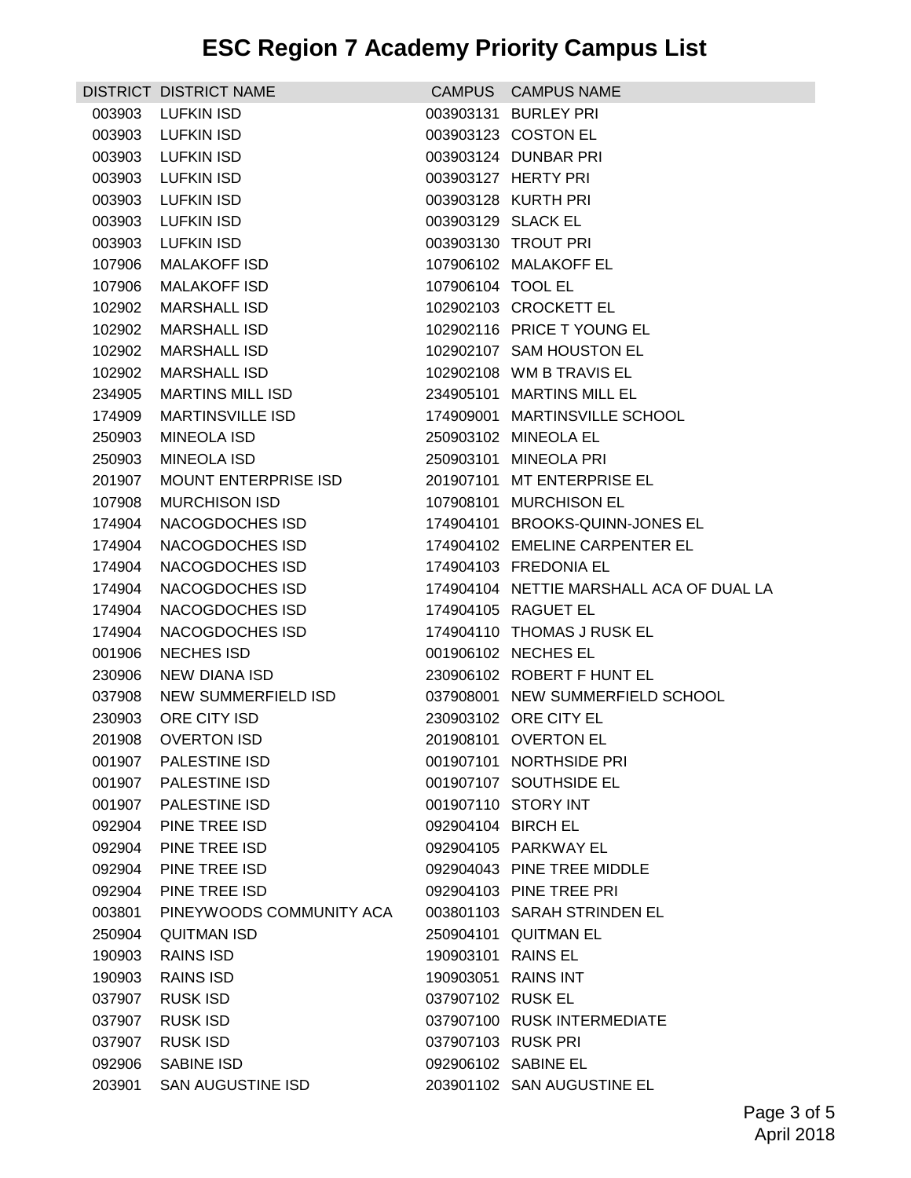# ESC Region 7 Academy Priority Campus List

| DISTRICT | DISTRICT NAME | CAMPUS | CAMPUS NAME |
|---|---|---|---|
| 003903 | LUFKIN ISD | 003903131 | BURLEY PRI |
| 003903 | LUFKIN ISD | 003903123 | COSTON EL |
| 003903 | LUFKIN ISD | 003903124 | DUNBAR PRI |
| 003903 | LUFKIN ISD | 003903127 | HERTY PRI |
| 003903 | LUFKIN ISD | 003903128 | KURTH PRI |
| 003903 | LUFKIN ISD | 003903129 | SLACK EL |
| 003903 | LUFKIN ISD | 003903130 | TROUT PRI |
| 107906 | MALAKOFF ISD | 107906102 | MALAKOFF EL |
| 107906 | MALAKOFF ISD | 107906104 | TOOL EL |
| 102902 | MARSHALL ISD | 102902103 | CROCKETT EL |
| 102902 | MARSHALL ISD | 102902116 | PRICE T YOUNG EL |
| 102902 | MARSHALL ISD | 102902107 | SAM HOUSTON EL |
| 102902 | MARSHALL ISD | 102902108 | WM B TRAVIS EL |
| 234905 | MARTINS MILL ISD | 234905101 | MARTINS MILL EL |
| 174909 | MARTINSVILLE ISD | 174909001 | MARTINSVILLE SCHOOL |
| 250903 | MINEOLA ISD | 250903102 | MINEOLA EL |
| 250903 | MINEOLA ISD | 250903101 | MINEOLA PRI |
| 201907 | MOUNT ENTERPRISE ISD | 201907101 | MT ENTERPRISE EL |
| 107908 | MURCHISON ISD | 107908101 | MURCHISON EL |
| 174904 | NACOGDOCHES ISD | 174904101 | BROOKS-QUINN-JONES EL |
| 174904 | NACOGDOCHES ISD | 174904102 | EMELINE CARPENTER EL |
| 174904 | NACOGDOCHES ISD | 174904103 | FREDONIA EL |
| 174904 | NACOGDOCHES ISD | 174904104 | NETTIE MARSHALL ACA OF DUAL LA |
| 174904 | NACOGDOCHES ISD | 174904105 | RAGUET EL |
| 174904 | NACOGDOCHES ISD | 174904110 | THOMAS J RUSK EL |
| 001906 | NECHES ISD | 001906102 | NECHES EL |
| 230906 | NEW DIANA ISD | 230906102 | ROBERT F HUNT EL |
| 037908 | NEW SUMMERFIELD ISD | 037908001 | NEW SUMMERFIELD SCHOOL |
| 230903 | ORE CITY ISD | 230903102 | ORE CITY EL |
| 201908 | OVERTON ISD | 201908101 | OVERTON EL |
| 001907 | PALESTINE ISD | 001907101 | NORTHSIDE PRI |
| 001907 | PALESTINE ISD | 001907107 | SOUTHSIDE EL |
| 001907 | PALESTINE ISD | 001907110 | STORY INT |
| 092904 | PINE TREE ISD | 092904104 | BIRCH EL |
| 092904 | PINE TREE ISD | 092904105 | PARKWAY EL |
| 092904 | PINE TREE ISD | 092904043 | PINE TREE MIDDLE |
| 092904 | PINE TREE ISD | 092904103 | PINE TREE PRI |
| 003801 | PINEYWOODS COMMUNITY ACA | 003801103 | SARAH STRINDEN EL |
| 250904 | QUITMAN ISD | 250904101 | QUITMAN EL |
| 190903 | RAINS ISD | 190903101 | RAINS EL |
| 190903 | RAINS ISD | 190903051 | RAINS INT |
| 037907 | RUSK ISD | 037907102 | RUSK EL |
| 037907 | RUSK ISD | 037907100 | RUSK INTERMEDIATE |
| 037907 | RUSK ISD | 037907103 | RUSK PRI |
| 092906 | SABINE ISD | 092906102 | SABINE EL |
| 203901 | SAN AUGUSTINE ISD | 203901102 | SAN AUGUSTINE EL |

April 2018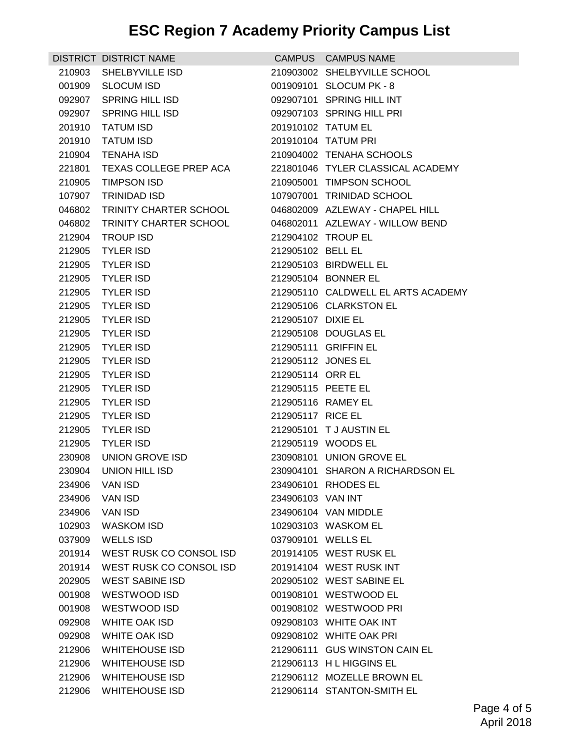# ESC Region 7 Academy Priority Campus List

| DISTRICT | DISTRICT NAME | CAMPUS | CAMPUS NAME |
|---|---|---|---|
| 210903 | SHELBYVILLE ISD | 210903002 | SHELBYVILLE SCHOOL |
| 001909 | SLOCUM ISD | 001909101 | SLOCUM PK - 8 |
| 092907 | SPRING HILL ISD | 092907101 | SPRING HILL INT |
| 092907 | SPRING HILL ISD | 092907103 | SPRING HILL PRI |
| 201910 | TATUM ISD | 201910102 | TATUM EL |
| 201910 | TATUM ISD | 201910104 | TATUM PRI |
| 210904 | TENAHA ISD | 210904002 | TENAHA SCHOOLS |
| 221801 | TEXAS COLLEGE PREP ACA | 221801046 | TYLER CLASSICAL ACADEMY |
| 210905 | TIMPSON ISD | 210905001 | TIMPSON SCHOOL |
| 107907 | TRINIDAD ISD | 107907001 | TRINIDAD SCHOOL |
| 046802 | TRINITY CHARTER SCHOOL | 046802009 | AZLEWAY - CHAPEL HILL |
| 046802 | TRINITY CHARTER SCHOOL | 046802011 | AZLEWAY - WILLOW BEND |
| 212904 | TROUP ISD | 212904102 | TROUP EL |
| 212905 | TYLER ISD | 212905102 | BELL EL |
| 212905 | TYLER ISD | 212905103 | BIRDWELL EL |
| 212905 | TYLER ISD | 212905104 | BONNER EL |
| 212905 | TYLER ISD | 212905110 | CALDWELL EL ARTS ACADEMY |
| 212905 | TYLER ISD | 212905106 | CLARKSTON EL |
| 212905 | TYLER ISD | 212905107 | DIXIE EL |
| 212905 | TYLER ISD | 212905108 | DOUGLAS EL |
| 212905 | TYLER ISD | 212905111 | GRIFFIN EL |
| 212905 | TYLER ISD | 212905112 | JONES EL |
| 212905 | TYLER ISD | 212905114 | ORR EL |
| 212905 | TYLER ISD | 212905115 | PEETE EL |
| 212905 | TYLER ISD | 212905116 | RAMEY EL |
| 212905 | TYLER ISD | 212905117 | RICE EL |
| 212905 | TYLER ISD | 212905101 | T J AUSTIN EL |
| 212905 | TYLER ISD | 212905119 | WOODS EL |
| 230908 | UNION GROVE ISD | 230908101 | UNION GROVE EL |
| 230904 | UNION HILL ISD | 230904101 | SHARON A RICHARDSON EL |
| 234906 | VAN ISD | 234906101 | RHODES EL |
| 234906 | VAN ISD | 234906103 | VAN INT |
| 234906 | VAN ISD | 234906104 | VAN MIDDLE |
| 102903 | WASKOM ISD | 102903103 | WASKOM EL |
| 037909 | WELLS ISD | 037909101 | WELLS EL |
| 201914 | WEST RUSK CO CONSOL ISD | 201914105 | WEST RUSK EL |
| 201914 | WEST RUSK CO CONSOL ISD | 201914104 | WEST RUSK INT |
| 202905 | WEST SABINE ISD | 202905102 | WEST SABINE EL |
| 001908 | WESTWOOD ISD | 001908101 | WESTWOOD EL |
| 001908 | WESTWOOD ISD | 001908102 | WESTWOOD PRI |
| 092908 | WHITE OAK ISD | 092908103 | WHITE OAK INT |
| 092908 | WHITE OAK ISD | 092908102 | WHITE OAK PRI |
| 212906 | WHITEHOUSE ISD | 212906111 | GUS WINSTON CAIN EL |
| 212906 | WHITEHOUSE ISD | 212906113 | H L HIGGINS EL |
| 212906 | WHITEHOUSE ISD | 212906112 | MOZELLE BROWN EL |
| 212906 | WHITEHOUSE ISD | 212906114 | STANTON-SMITH EL |

April 2018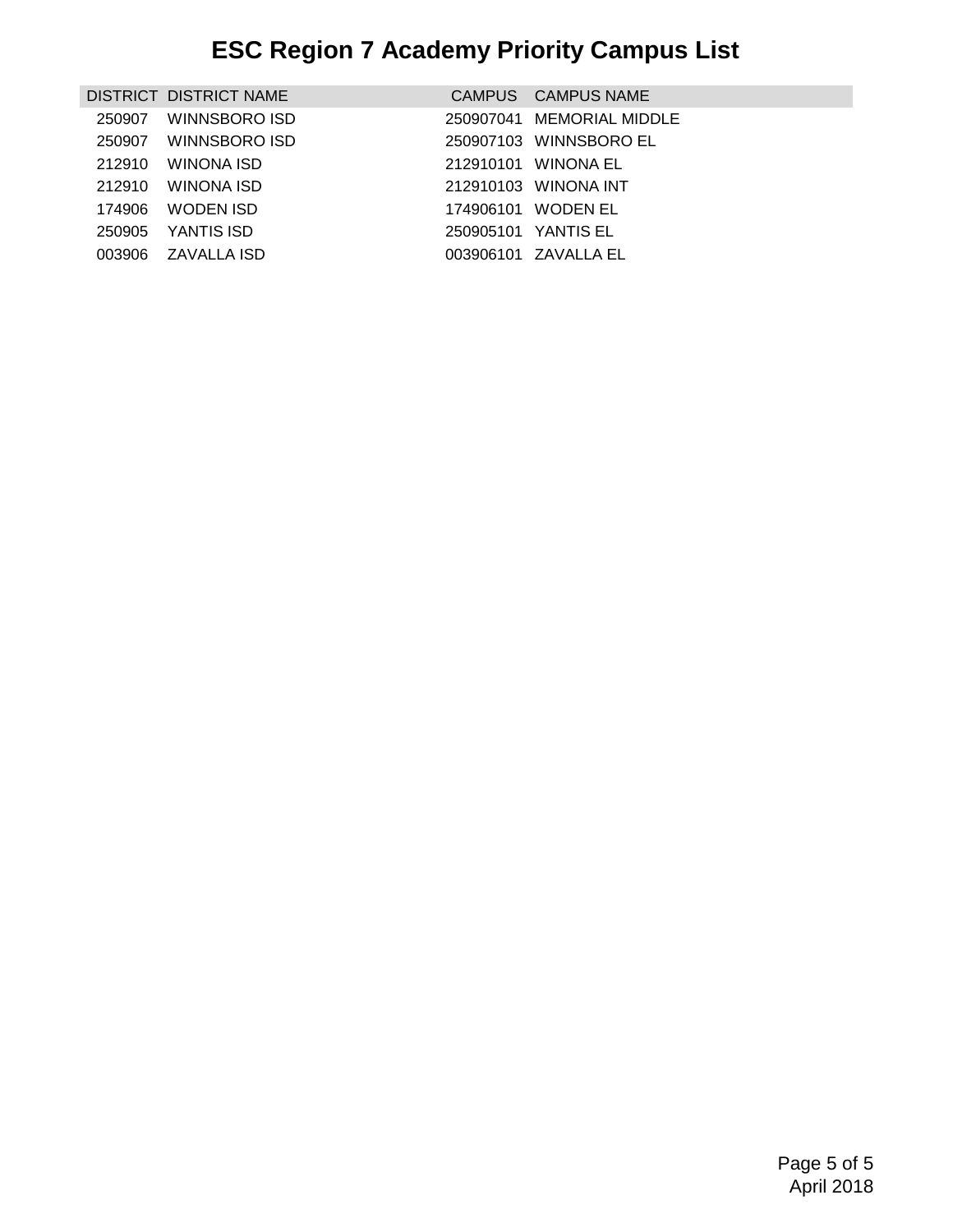# ESC Region 7 Academy Priority Campus List

| DISTRICT | DISTRICT NAME | CAMPUS | CAMPUS NAME |
| --- | --- | --- | --- |
| 250907 | WINNSBORO ISD | 250907041 | MEMORIAL MIDDLE |
| 250907 | WINNSBORO ISD | 250907103 | WINNSBORO EL |
| 212910 | WINONA ISD | 212910101 | WINONA EL |
| 212910 | WINONA ISD | 212910103 | WINONA INT |
| 174906 | WODEN ISD | 174906101 | WODEN EL |
| 250905 | YANTIS ISD | 250905101 | YANTIS EL |
| 003906 | ZAVALLA ISD | 003906101 | ZAVALLA EL |

April 2018